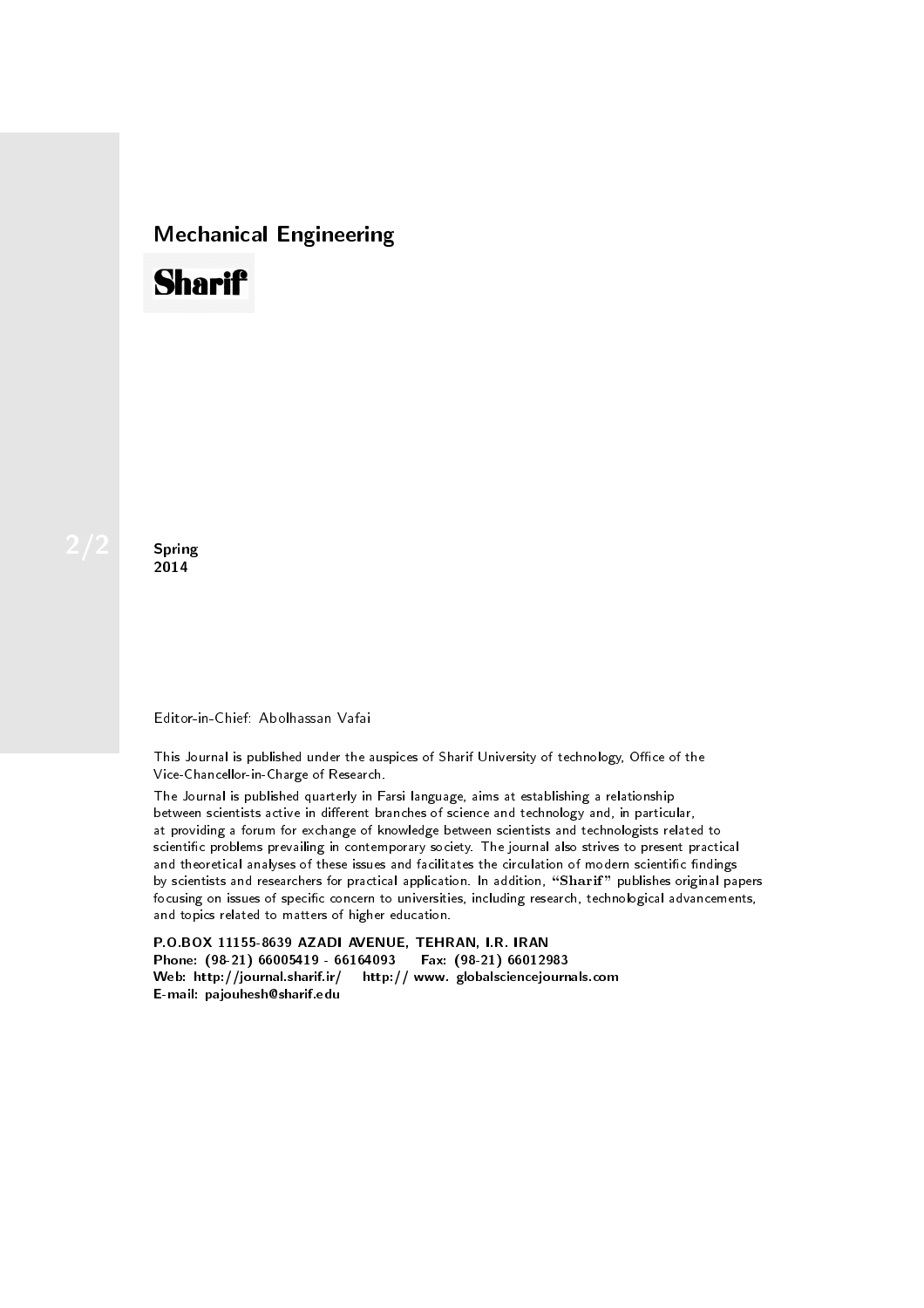# Mechanical Engineering

**Sharif**

2/2

**Spring**
**2014**

Editor-in-Chief: Abolhassan Vafai

This Journal is published under the auspices of Sharif University of technology, Office of the Vice-Chancellor-in-Charge of Research.

The Journal is published quarterly in Farsi language, aims at establishing a relationship between scientists active in different branches of science and technology and, in particular, at providing a forum for exchange of knowledge between scientists and technologists related to scientific problems prevailing in contemporary society. The journal also strives to present practical and theoretical analyses of these issues and facilitates the circulation of modern scientific findings by scientists and researchers for practical application. In addition, "**Sharif**" publishes original papers focusing on issues of specific concern to universities, including research, technological advancements, and topics related to matters of higher education.

**P.O.BOX 11155-8639 AZADI AVENUE, TEHRAN, I.R. IRAN**
**Phone: (98-21) 66005419 - 66164093 Fax: (98-21) 66012983**
**Web: http://journal.sharif.ir/ http:// www. globalsciencejournals.com**
**E-mail: pajouhesh@sharif.edu**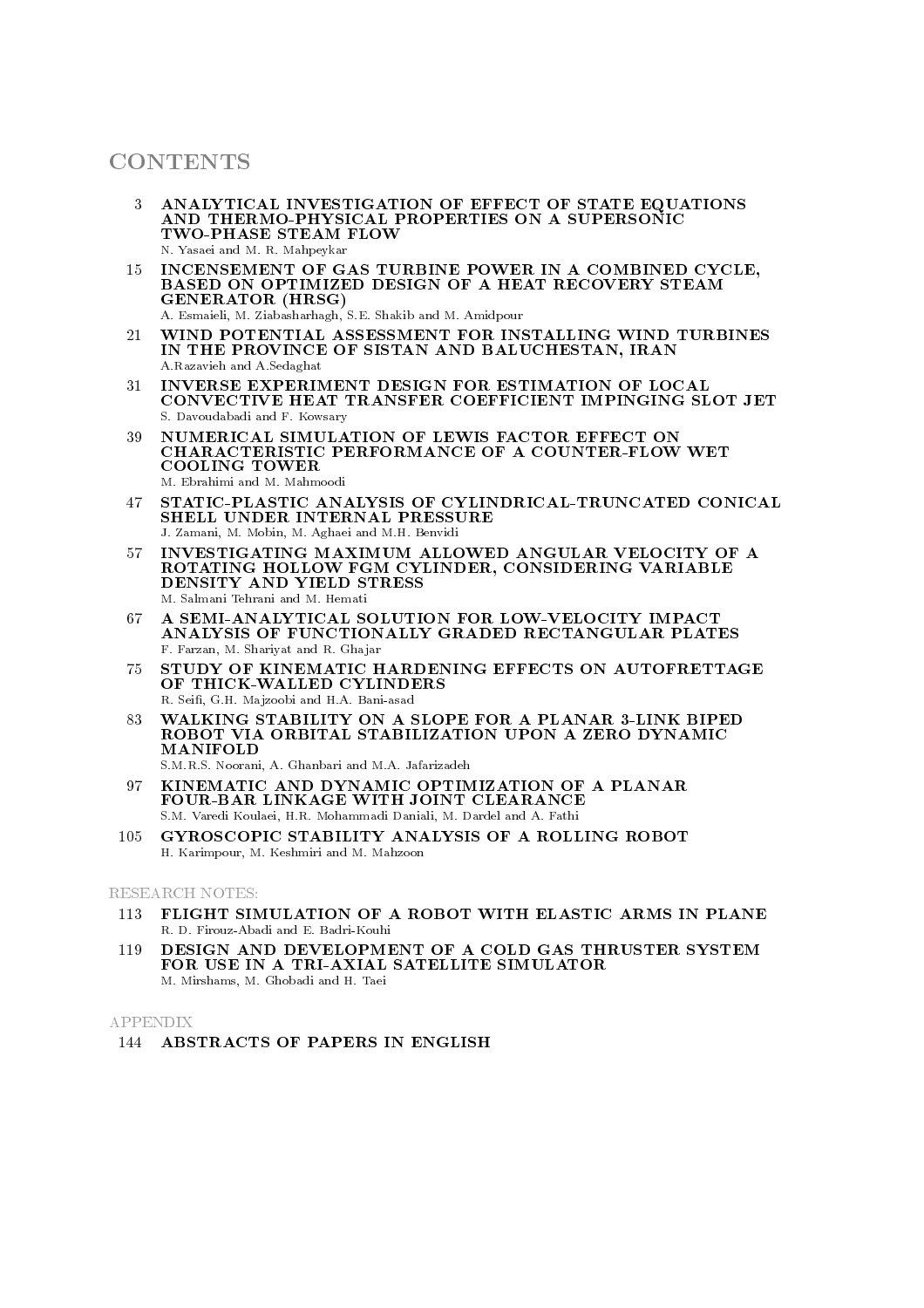# CONTENTS

3 **ANALYTICAL INVESTIGATION OF EFFECT OF STATE EQUATIONS AND THERMO-PHYSICAL PROPERTIES ON A SUPERSONIC TWO-PHASE STEAM FLOW**
N. Yasaei and M. R. Mahpeykar

15 **INCENSEMENT OF GAS TURBINE POWER IN A COMBINED CYCLE, BASED ON OPTIMIZED DESIGN OF A HEAT RECOVERY STEAM GENERATOR (HRSG)**
A. Esmaieli, M. Ziabasharhagh, S.E. Shakib and M. Amidpour

21 **WIND POTENTIAL ASSESSMENT FOR INSTALLING WIND TURBINES IN THE PROVINCE OF SISTAN AND BALUCHESTAN, IRAN**
A.Razavieh and A.Sedaghat

31 **INVERSE EXPERIMENT DESIGN FOR ESTIMATION OF LOCAL CONVECTIVE HEAT TRANSFER COEFFICIENT IMPINGING SLOT JET**
S. Davoudabadi and F. Kowsary

39 **NUMERICAL SIMULATION OF LEWIS FACTOR EFFECT ON CHARACTERISTIC PERFORMANCE OF A COUNTER-FLOW WET COOLING TOWER**
M. Ebrahimi and M. Mahmoodi

47 **STATIC-PLASTIC ANALYSIS OF CYLINDRICAL-TRUNCATED CONICAL SHELL UNDER INTERNAL PRESSURE**
J. Zamani, M. Mobin, M. Aghaei and M.H. Benvidi

57 **INVESTIGATING MAXIMUM ALLOWED ANGULAR VELOCITY OF A ROTATING HOLLOW FGM CYLINDER, CONSIDERING VARIABLE DENSITY AND YIELD STRESS**
M. Salmani Tehrani and M. Hemati

67 **A SEMI-ANALYTICAL SOLUTION FOR LOW-VELOCITY IMPACT ANALYSIS OF FUNCTIONALLY GRADED RECTANGULAR PLATES**
F. Farzan, M. Shariyat and R. Ghajar

75 **STUDY OF KINEMATIC HARDENING EFFECTS ON AUTOFRETTAGE OF THICK-WALLED CYLINDERS**
R. Seifi, G.H. Majzoobi and H.A. Bani-asad

83 **WALKING STABILITY ON A SLOPE FOR A PLANAR 3-LINK BIPED ROBOT VIA ORBITAL STABILIZATION UPON A ZERO DYNAMIC MANIFOLD**
S.M.R.S. Noorani, A. Ghanbari and M.A. Jafarizadeh

97 **KINEMATIC AND DYNAMIC OPTIMIZATION OF A PLANAR FOUR-BAR LINKAGE WITH JOINT CLEARANCE**
S.M. Varedi Koulaei, H.R. Mohammadi Daniali, M. Dardel and A. Fathi

105 **GYROSCOPIC STABILITY ANALYSIS OF A ROLLING ROBOT**
H. Karimpour, M. Keshmiri and M. Mahzoon

## RESEARCH NOTES:

113 **FLIGHT SIMULATION OF A ROBOT WITH ELASTIC ARMS IN PLANE**
R. D. Firouz-Abadi and E. Badri-Kouhi

119 **DESIGN AND DEVELOPMENT OF A COLD GAS THRUSTER SYSTEM FOR USE IN A TRI-AXIAL SATELLITE SIMULATOR**
M. Mirshams, M. Ghobadi and H. Taei

## APPENDIX

144 **ABSTRACTS OF PAPERS IN ENGLISH**